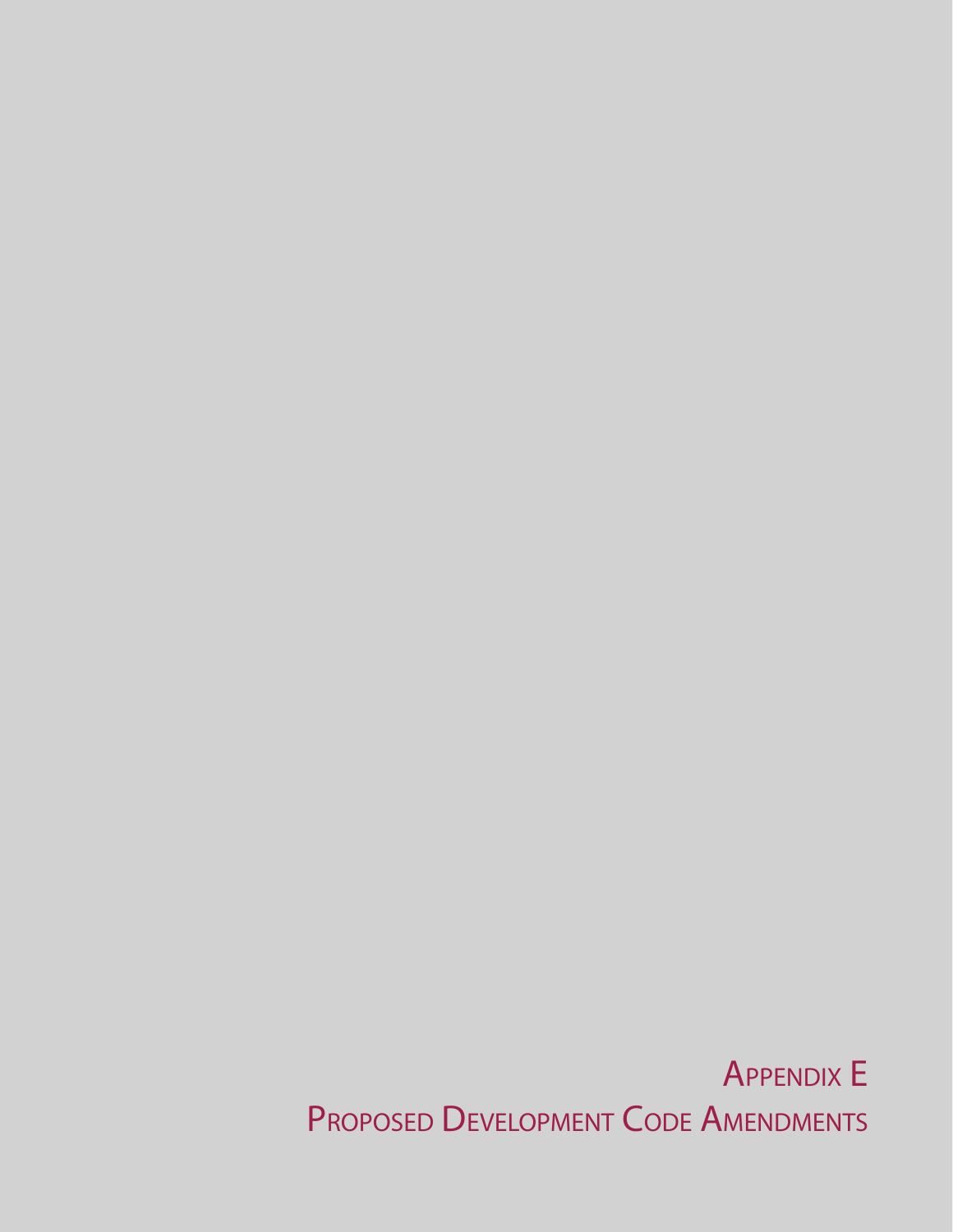# Appendix E
# Proposed Development Code Amendments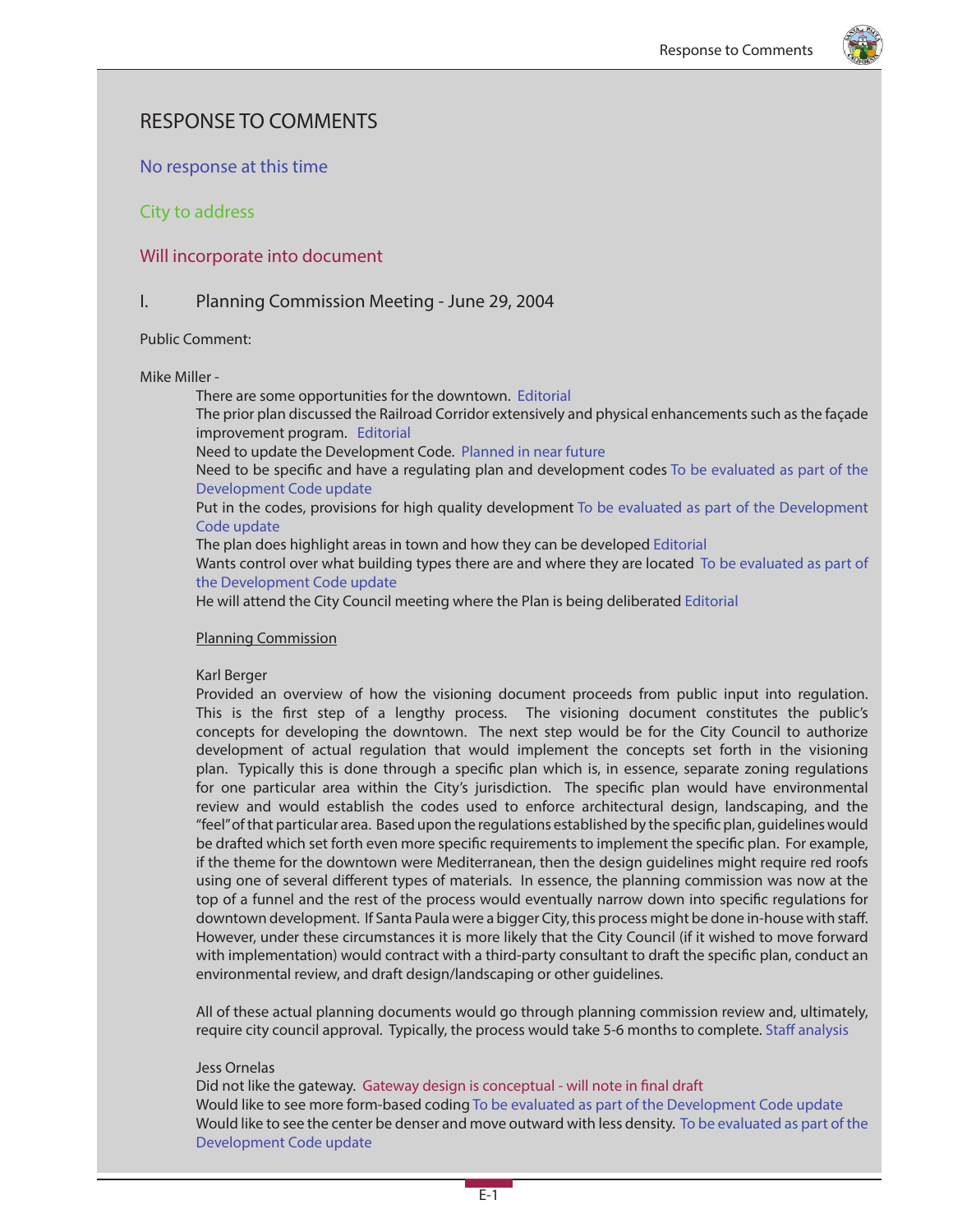# RESPONSE TO COMMENTS

No response at this time

City to address

Will incorporate into document

## I. Planning Commission Meeting - June 29, 2004

Public Comment:

Mike Miller -

There are some opportunities for the downtown. Editorial

The prior plan discussed the Railroad Corridor extensively and physical enhancements such as the façade improvement program. Editorial

Need to update the Development Code. Planned in near future

Need to be specific and have a regulating plan and development codes To be evaluated as part of the Development Code update

Put in the codes, provisions for high quality development To be evaluated as part of the Development Code update

The plan does highlight areas in town and how they can be developed Editorial

Wants control over what building types there are and where they are located To be evaluated as part of the Development Code update

He will attend the City Council meeting where the Plan is being deliberated Editorial

Planning Commission

Karl Berger

Provided an overview of how the visioning document proceeds from public input into regulation. This is the first step of a lengthy process. The visioning document constitutes the public's concepts for developing the downtown. The next step would be for the City Council to authorize development of actual regulation that would implement the concepts set forth in the visioning plan. Typically this is done through a specific plan which is, in essence, separate zoning regulations for one particular area within the City's jurisdiction. The specific plan would have environmental review and would establish the codes used to enforce architectural design, landscaping, and the "feel" of that particular area. Based upon the regulations established by the specific plan, guidelines would be drafted which set forth even more specific requirements to implement the specific plan. For example, if the theme for the downtown were Mediterranean, then the design guidelines might require red roofs using one of several different types of materials. In essence, the planning commission was now at the top of a funnel and the rest of the process would eventually narrow down into specific regulations for downtown development. If Santa Paula were a bigger City, this process might be done in-house with staff. However, under these circumstances it is more likely that the City Council (if it wished to move forward with implementation) would contract with a third-party consultant to draft the specific plan, conduct an environmental review, and draft design/landscaping or other guidelines.

All of these actual planning documents would go through planning commission review and, ultimately, require city council approval. Typically, the process would take 5-6 months to complete. Staff analysis

Jess Ornelas

Did not like the gateway. Gateway design is conceptual - will note in final draft

Would like to see more form-based coding To be evaluated as part of the Development Code update

Would like to see the center be denser and move outward with less density. To be evaluated as part of the Development Code update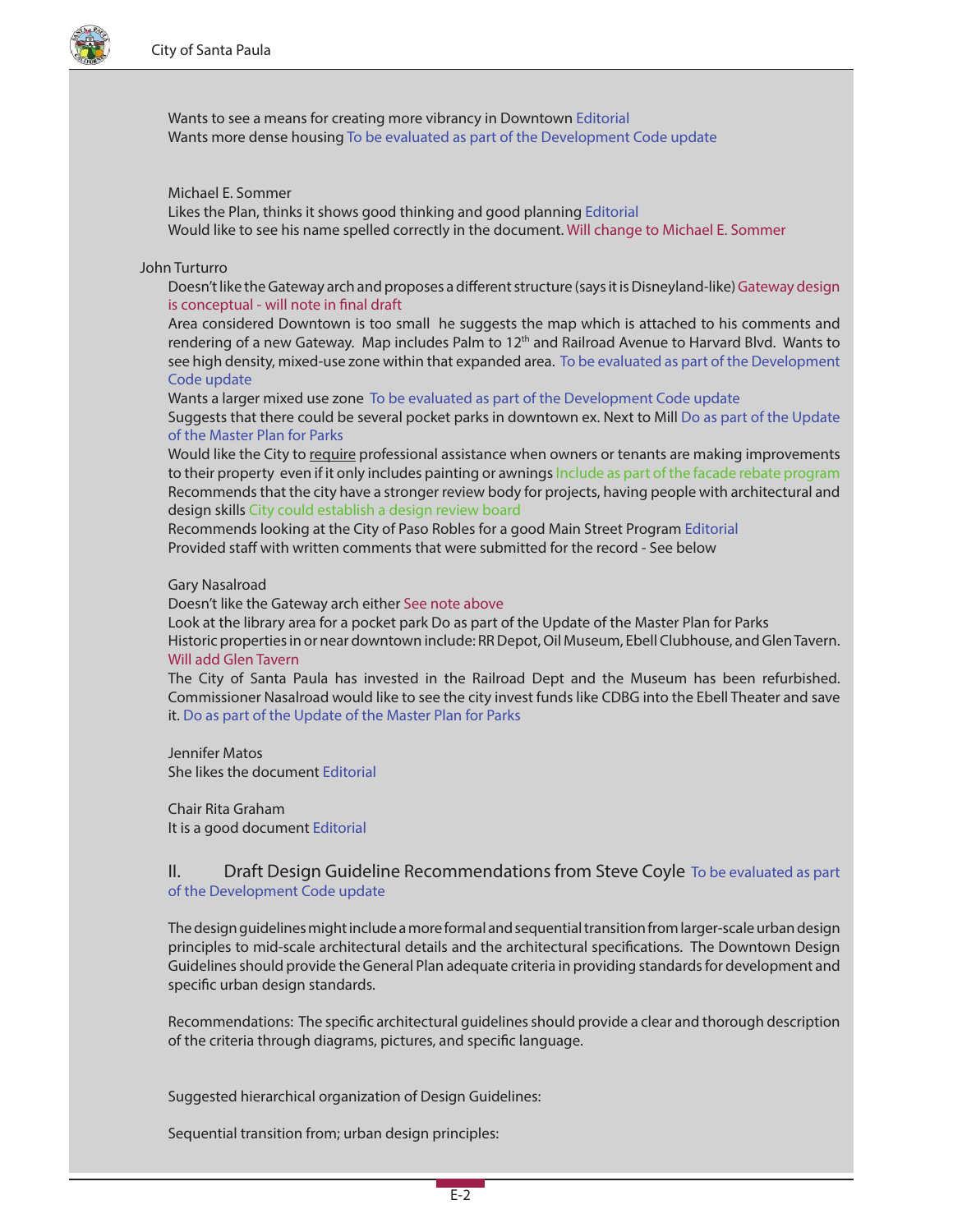Wants to see a means for creating more vibrancy in Downtown Editorial
Wants more dense housing To be evaluated as part of the Development Code update

Michael E. Sommer
Likes the Plan, thinks it shows good thinking and good planning Editorial
Would like to see his name spelled correctly in the document. Will change to Michael E. Sommer

John Turturro

Doesn't like the Gateway arch and proposes a different structure (says it is Disneyland-like) Gateway design is conceptual - will note in final draft
Area considered Downtown is too small he suggests the map which is attached to his comments and rendering of a new Gateway. Map includes Palm to 12th and Railroad Avenue to Harvard Blvd. Wants to see high density, mixed-use zone within that expanded area. To be evaluated as part of the Development Code update
Wants a larger mixed use zone To be evaluated as part of the Development Code update
Suggests that there could be several pocket parks in downtown ex. Next to Mill Do as part of the Update of the Master Plan for Parks
Would like the City to require professional assistance when owners or tenants are making improvements to their property even if it only includes painting or awnings Include as part of the facade rebate program
Recommends that the city have a stronger review body for projects, having people with architectural and design skills City could establish a design review board
Recommends looking at the City of Paso Robles for a good Main Street Program Editorial
Provided staff with written comments that were submitted for the record - See below

Gary Nasalroad
Doesn't like the Gateway arch either See note above
Look at the library area for a pocket park Do as part of the Update of the Master Plan for Parks
Historic properties in or near downtown include: RR Depot, Oil Museum, Ebell Clubhouse, and Glen Tavern. Will add Glen Tavern
The City of Santa Paula has invested in the Railroad Dept and the Museum has been refurbished. Commissioner Nasalroad would like to see the city invest funds like CDBG into the Ebell Theater and save it. Do as part of the Update of the Master Plan for Parks

Jennifer Matos
She likes the document Editorial

Chair Rita Graham
It is a good document Editorial

## II. Draft Design Guideline Recommendations from Steve Coyle To be evaluated as part of the Development Code update

The design guidelines might include a more formal and sequential transition from larger-scale urban design principles to mid-scale architectural details and the architectural specifications. The Downtown Design Guidelines should provide the General Plan adequate criteria in providing standards for development and specific urban design standards.

Recommendations: The specific architectural guidelines should provide a clear and thorough description of the criteria through diagrams, pictures, and specific language.

Suggested hierarchical organization of Design Guidelines:

Sequential transition from; urban design principles: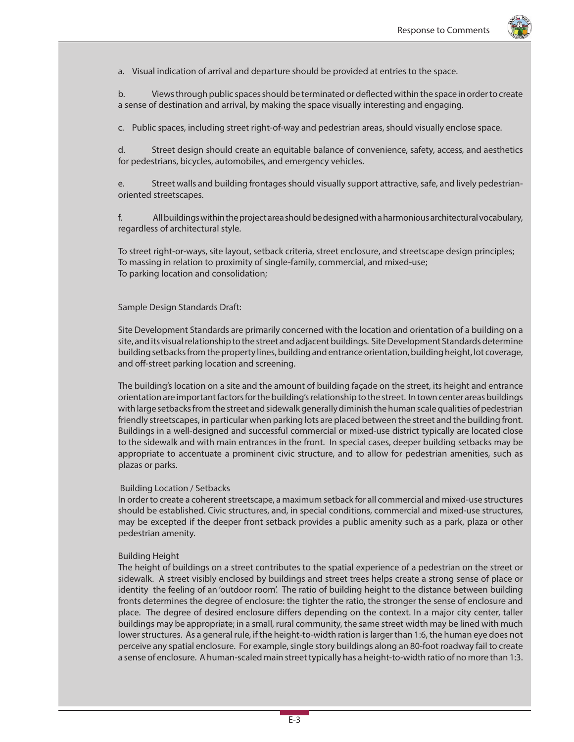a. Visual indication of arrival and departure should be provided at entries to the space.

b. Views through public spaces should be terminated or deflected within the space in order to create a sense of destination and arrival, by making the space visually interesting and engaging.

c. Public spaces, including street right-of-way and pedestrian areas, should visually enclose space.

d. Street design should create an equitable balance of convenience, safety, access, and aesthetics for pedestrians, bicycles, automobiles, and emergency vehicles.

e. Street walls and building frontages should visually support attractive, safe, and lively pedestrian-oriented streetscapes.

f. All buildings within the project area should be designed with a harmonious architectural vocabulary, regardless of architectural style.

To street right-or-ways, site layout, setback criteria, street enclosure, and streetscape design principles;
To massing in relation to proximity of single-family, commercial, and mixed-use;
To parking location and consolidation;

Sample Design Standards Draft:

Site Development Standards are primarily concerned with the location and orientation of a building on a site, and its visual relationship to the street and adjacent buildings. Site Development Standards determine building setbacks from the property lines, building and entrance orientation, building height, lot coverage, and off-street parking location and screening.

The building's location on a site and the amount of building façade on the street, its height and entrance orientation are important factors for the building's relationship to the street. In town center areas buildings with large setbacks from the street and sidewalk generally diminish the human scale qualities of pedestrian friendly streetscapes, in particular when parking lots are placed between the street and the building front. Buildings in a well-designed and successful commercial or mixed-use district typically are located close to the sidewalk and with main entrances in the front. In special cases, deeper building setbacks may be appropriate to accentuate a prominent civic structure, and to allow for pedestrian amenities, such as plazas or parks.

Building Location / Setbacks
In order to create a coherent streetscape, a maximum setback for all commercial and mixed-use structures should be established. Civic structures, and, in special conditions, commercial and mixed-use structures, may be excepted if the deeper front setback provides a public amenity such as a park, plaza or other pedestrian amenity.

Building Height
The height of buildings on a street contributes to the spatial experience of a pedestrian on the street or sidewalk. A street visibly enclosed by buildings and street trees helps create a strong sense of place or identity the feeling of an 'outdoor room'. The ratio of building height to the distance between building fronts determines the degree of enclosure: the tighter the ratio, the stronger the sense of enclosure and place. The degree of desired enclosure differs depending on the context. In a major city center, taller buildings may be appropriate; in a small, rural community, the same street width may be lined with much lower structures. As a general rule, if the height-to-width ration is larger than 1:6, the human eye does not perceive any spatial enclosure. For example, single story buildings along an 80-foot roadway fail to create a sense of enclosure. A human-scaled main street typically has a height-to-width ratio of no more than 1:3.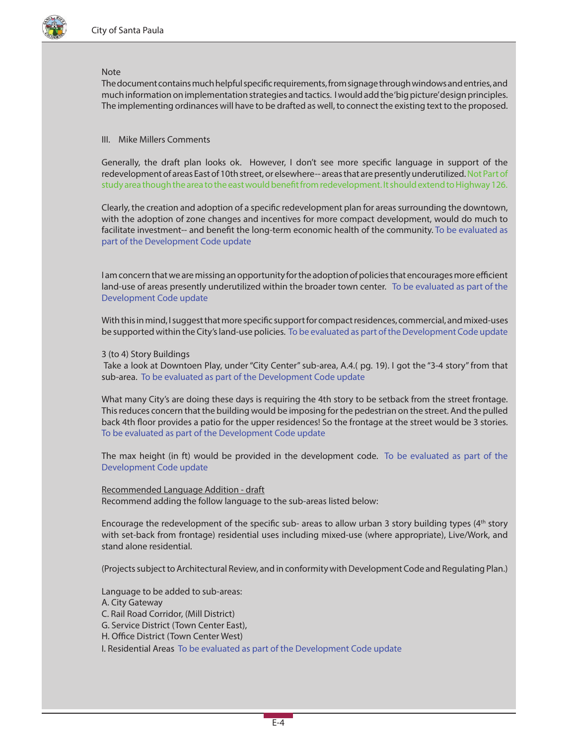Note

The document contains much helpful specific requirements, from signage through windows and entries, and much information on implementation strategies and tactics. I would add the 'big picture' design principles. The implementing ordinances will have to be drafted as well, to connect the existing text to the proposed.

III. Mike Millers Comments

Generally, the draft plan looks ok. However, I don't see more specific language in support of the redevelopment of areas East of 10th street, or elsewhere-- areas that are presently underutilized. Not Part of study area though the area to the east would benefit from redevelopment. It should extend to Highway 126.

Clearly, the creation and adoption of a specific redevelopment plan for areas surrounding the downtown, with the adoption of zone changes and incentives for more compact development, would do much to facilitate investment-- and benefit the long-term economic health of the community. To be evaluated as part of the Development Code update

I am concern that we are missing an opportunity for the adoption of policies that encourages more efficient land-use of areas presently underutilized within the broader town center. To be evaluated as part of the Development Code update

With this in mind, I suggest that more specific support for compact residences, commercial, and mixed-uses be supported within the City's land-use policies. To be evaluated as part of the Development Code update

3 (to 4) Story Buildings

Take a look at Downtoen Play, under "City Center" sub-area, A.4.( pg. 19). I got the "3-4 story" from that sub-area. To be evaluated as part of the Development Code update

What many City's are doing these days is requiring the 4th story to be setback from the street frontage. This reduces concern that the building would be imposing for the pedestrian on the street. And the pulled back 4th floor provides a patio for the upper residences! So the frontage at the street would be 3 stories. To be evaluated as part of the Development Code update

The max height (in ft) would be provided in the development code. To be evaluated as part of the Development Code update

Recommended Language Addition - draft

Recommend adding the follow language to the sub-areas listed below:

Encourage the redevelopment of the specific sub- areas to allow urban 3 story building types (4th story with set-back from frontage) residential uses including mixed-use (where appropriate), Live/Work, and stand alone residential.

(Projects subject to Architectural Review, and in conformity with Development Code and Regulating Plan.)

Language to be added to sub-areas:

A. City Gateway

C. Rail Road Corridor, (Mill District)

G. Service District (Town Center East),

H. Office District (Town Center West)

I. Residential Areas To be evaluated as part of the Development Code update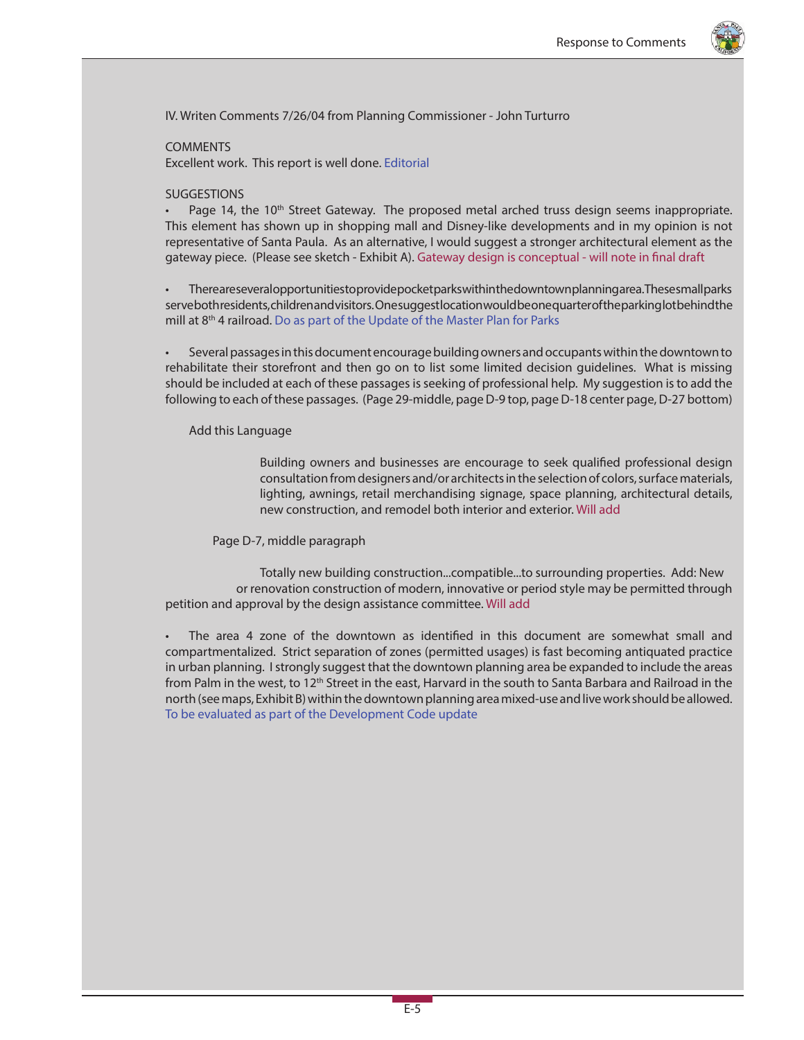IV. Writen Comments 7/26/04 from Planning Commissioner - John Turturro

COMMENTS

Excellent work. This report is well done. Editorial

SUGGESTIONS

- Page 14, the 10th Street Gateway. The proposed metal arched truss design seems inappropriate. This element has shown up in shopping mall and Disney-like developments and in my opinion is not representative of Santa Paula. As an alternative, I would suggest a stronger architectural element as the gateway piece. (Please see sketch - Exhibit A). Gateway design is conceptual - will note in final draft

- There are several opportunities to provide pocket parks within the downtown planning area. These small parks serve both residents, children and visitors. One suggest location would be one quarter of the parking lot behind the mill at 8th 4 railroad. Do as part of the Update of the Master Plan for Parks

- Several passages in this document encourage building owners and occupants within the downtown to rehabilitate their storefront and then go on to list some limited decision guidelines. What is missing should be included at each of these passages is seeking of professional help. My suggestion is to add the following to each of these passages. (Page 29-middle, page D-9 top, page D-18 center page, D-27 bottom)

  Add this Language

  > Building owners and businesses are encourage to seek qualified professional design consultation from designers and/or architects in the selection of colors, surface materials, lighting, awnings, retail merchandising signage, space planning, architectural details, new construction, and remodel both interior and exterior. Will add

  Page D-7, middle paragraph

  > Totally new building construction...compatible...to surrounding properties. Add: New or renovation construction of modern, innovative or period style may be permitted through petition and approval by the design assistance committee. Will add

- The area 4 zone of the downtown as identified in this document are somewhat small and compartmentalized. Strict separation of zones (permitted usages) is fast becoming antiquated practice in urban planning. I strongly suggest that the downtown planning area be expanded to include the areas from Palm in the west, to 12th Street in the east, Harvard in the south to Santa Barbara and Railroad in the north (see maps, Exhibit B) within the downtown planning area mixed-use and live work should be allowed. To be evaluated as part of the Development Code update